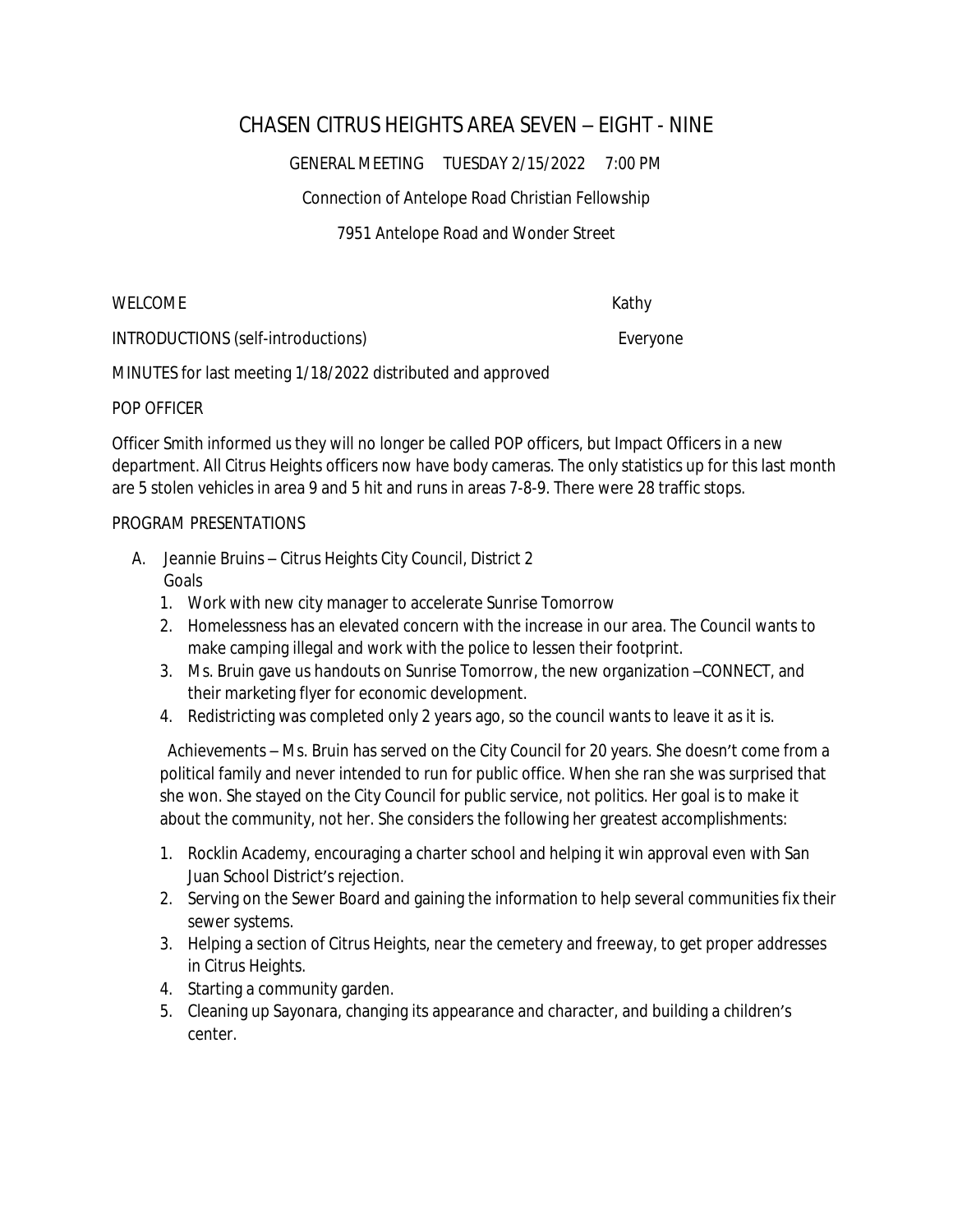# CHASEN CITRUS HEIGHTS AREA SEVEN – EIGHT - NINE

GENERAL MEETING TUESDAY 2/15/2022 7:00 PM

Connection of Antelope Road Christian Fellowship

7951 Antelope Road and Wonder Street

WELCOME — Kathy

INTRODUCTIONS (self-introductions) — Everyone

MINUTES for last meeting 1/18/2022 distributed and approved

POP OFFICER

Officer Smith informed us they will no longer be called POP officers, but Impact Officers in a new department. All Citrus Heights officers now have body cameras. The only statistics up for this last month are 5 stolen vehicles in area 9 and 5 hit and runs in areas 7-8-9. There were 28 traffic stops.

PROGRAM PRESENTATIONS

A. Jeannie Bruins – Citrus Heights City Council, District 2

Goals

1. Work with new city manager to accelerate Sunrise Tomorrow
2. Homelessness has an elevated concern with the increase in our area. The Council wants to make camping illegal and work with the police to lessen their footprint.
3. Ms. Bruin gave us handouts on Sunrise Tomorrow, the new organization –CONNECT, and their marketing flyer for economic development.
4. Redistricting was completed only 2 years ago, so the council wants to leave it as it is.

Achievements – Ms. Bruin has served on the City Council for 20 years. She doesn't come from a political family and never intended to run for public office. When she ran she was surprised that she won. She stayed on the City Council for public service, not politics. Her goal is to make it about the community, not her. She considers the following her greatest accomplishments:

1. Rocklin Academy, encouraging a charter school and helping it win approval even with San Juan School District's rejection.
2. Serving on the Sewer Board and gaining the information to help several communities fix their sewer systems.
3. Helping a section of Citrus Heights, near the cemetery and freeway, to get proper addresses in Citrus Heights.
4. Starting a community garden.
5. Cleaning up Sayonara, changing its appearance and character, and building a children's center.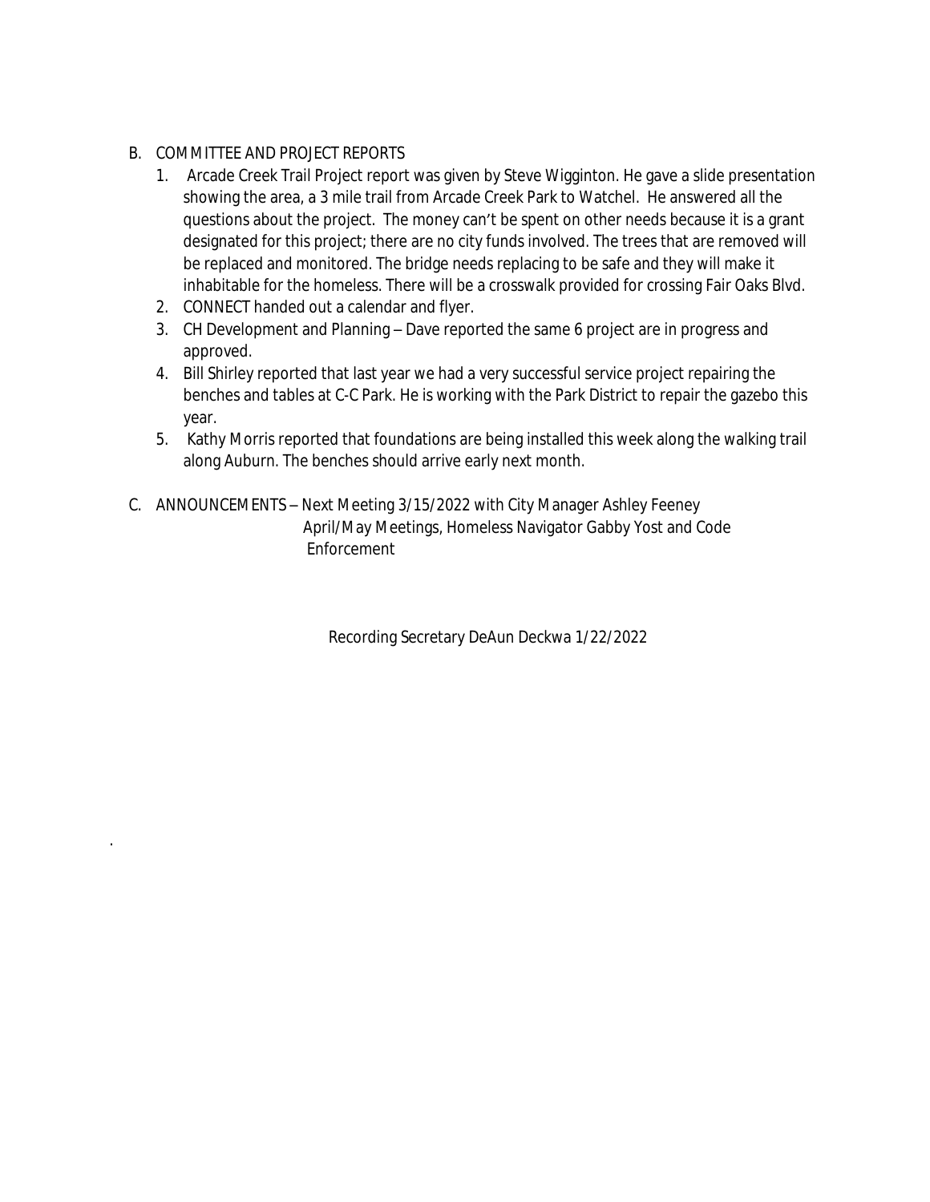B. COMMITTEE AND PROJECT REPORTS

1. Arcade Creek Trail Project report was given by Steve Wigginton. He gave a slide presentation showing the area, a 3 mile trail from Arcade Creek Park to Watchel. He answered all the questions about the project. The money can't be spent on other needs because it is a grant designated for this project; there are no city funds involved. The trees that are removed will be replaced and monitored. The bridge needs replacing to be safe and they will make it inhabitable for the homeless. There will be a crosswalk provided for crossing Fair Oaks Blvd.
2. CONNECT handed out a calendar and flyer.
3. CH Development and Planning – Dave reported the same 6 project are in progress and approved.
4. Bill Shirley reported that last year we had a very successful service project repairing the benches and tables at C-C Park. He is working with the Park District to repair the gazebo this year.
5. Kathy Morris reported that foundations are being installed this week along the walking trail along Auburn. The benches should arrive early next month.

C. ANNOUNCEMENTS – Next Meeting 3/15/2022 with City Manager Ashley Feeney
April/May Meetings, Homeless Navigator Gabby Yost and Code Enforcement

Recording Secretary DeAun Deckwa 1/22/2022

.